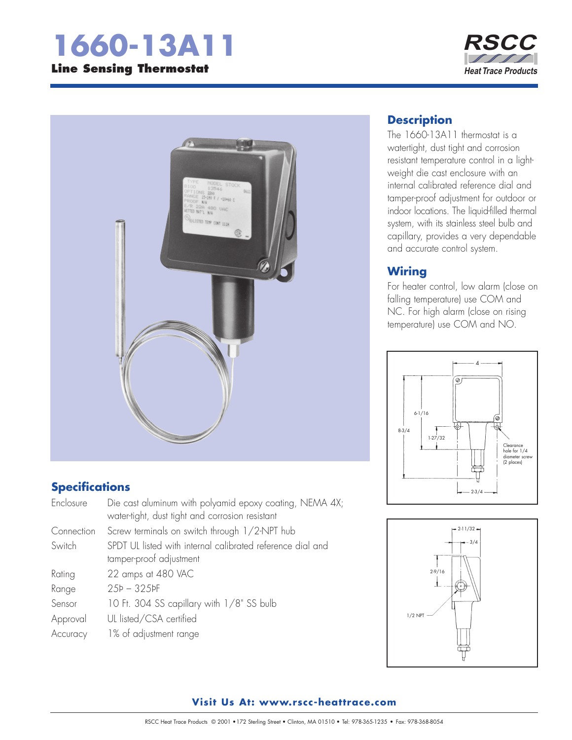# 1660-13A11

## Line Sensing Thermostat

RSCC Heat Trace Products

## Description

The 1660-13A11 thermostat is a watertight, dust tight and corrosion resistant temperature control in a lightweight die cast enclosure with an internal calibrated reference dial and tamper-proof adjustment for outdoor or indoor locations. The liquid-filled thermal system, with its stainless steel bulb and capillary, provides a very dependable and accurate control system.

## Wiring

For heater control, low alarm (close on falling temperature) use COM and NC. For high alarm (close on rising temperature) use COM and NO.

## Specifications

| | |
|---|---|
| Enclosure | Die cast aluminum with polyamid epoxy coating, NEMA 4X; water-tight, dust tight and corrosion resistant |
| Connection | Screw terminals on switch through 1/2-NPT hub |
| Switch | SPDT UL listed with internal calibrated reference dial and tamper-proof adjustment |
| Rating | 22 amps at 480 VAC |
| Range | 25°F – 325°F |
| Sensor | 10 Ft. 304 SS capillary with 1/8" SS bulb |
| Approval | UL listed/CSA certified |
| Accuracy | 1% of adjustment range |

**Visit Us At: www.rscc-heattrace.com**

RSCC Heat Trace Products © 2001 • 172 Sterling Street • Clinton, MA 01510 • Tel: 978-365-1235 • Fax: 978-368-8054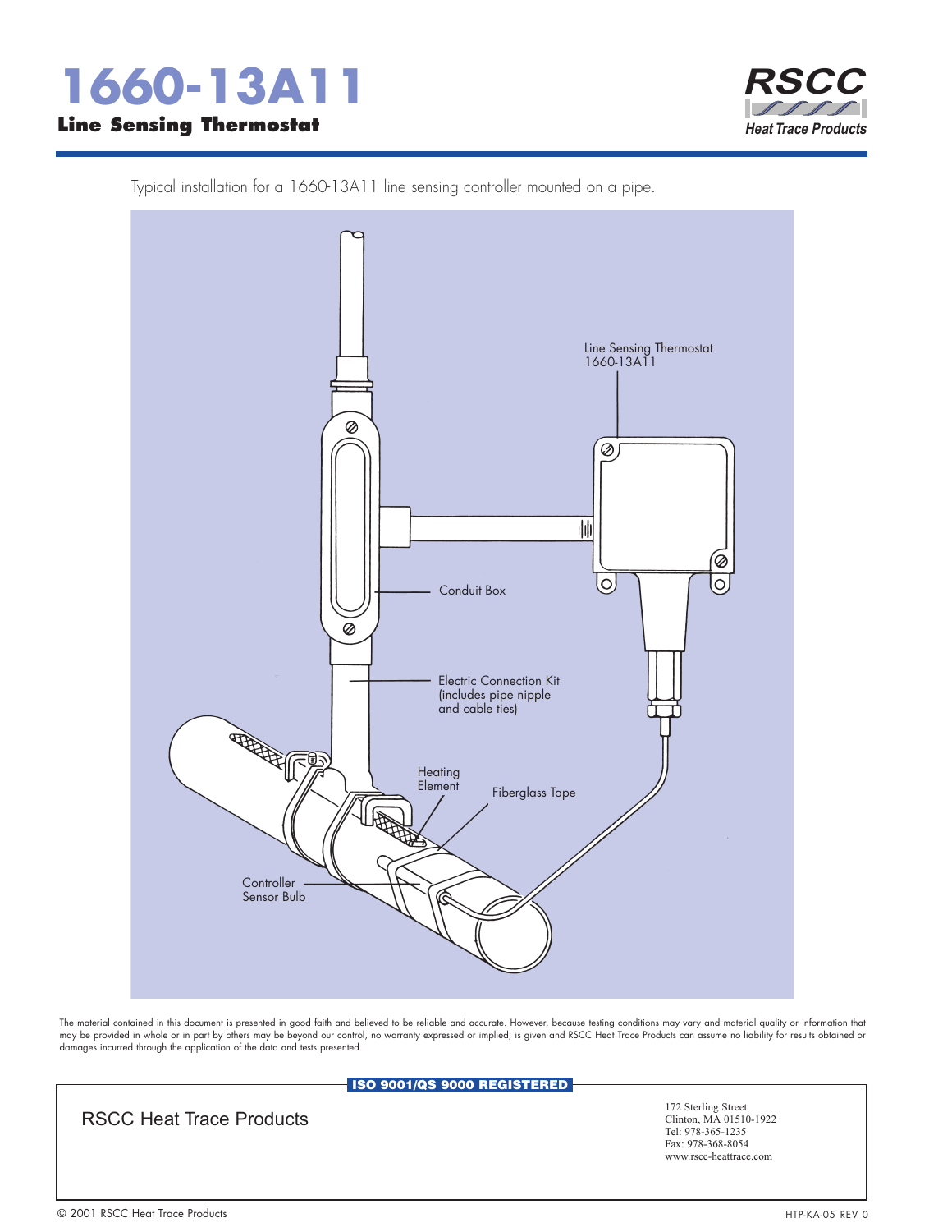# 1660-13A11

## Line Sensing Thermostat

RSCC
Heat Trace Products

Typical installation for a 1660-13A11 line sensing controller mounted on a pipe.

Line Sensing Thermostat
1660-13A11

Conduit Box

Electric Connection Kit
(includes pipe nipple
and cable ties)

Heating
Element

Fiberglass Tape

Controller
Sensor Bulb

The material contained in this document is presented in good faith and believed to be reliable and accurate. However, because testing conditions may vary and material quality or information that may be provided in whole or in part by others may be beyond our control, no warranty expressed or implied, is given and RSCC Heat Trace Products can assume no liability for results obtained or damages incurred through the application of the data and tests presented.

**ISO 9001/QS 9000 REGISTERED**

RSCC Heat Trace Products

172 Sterling Street
Clinton, MA 01510-1922
Tel: 978-365-1235
Fax: 978-368-8054
www.rscc-heattrace.com

© 2001 RSCC Heat Trace Products

HTP-KA-05 REV 0